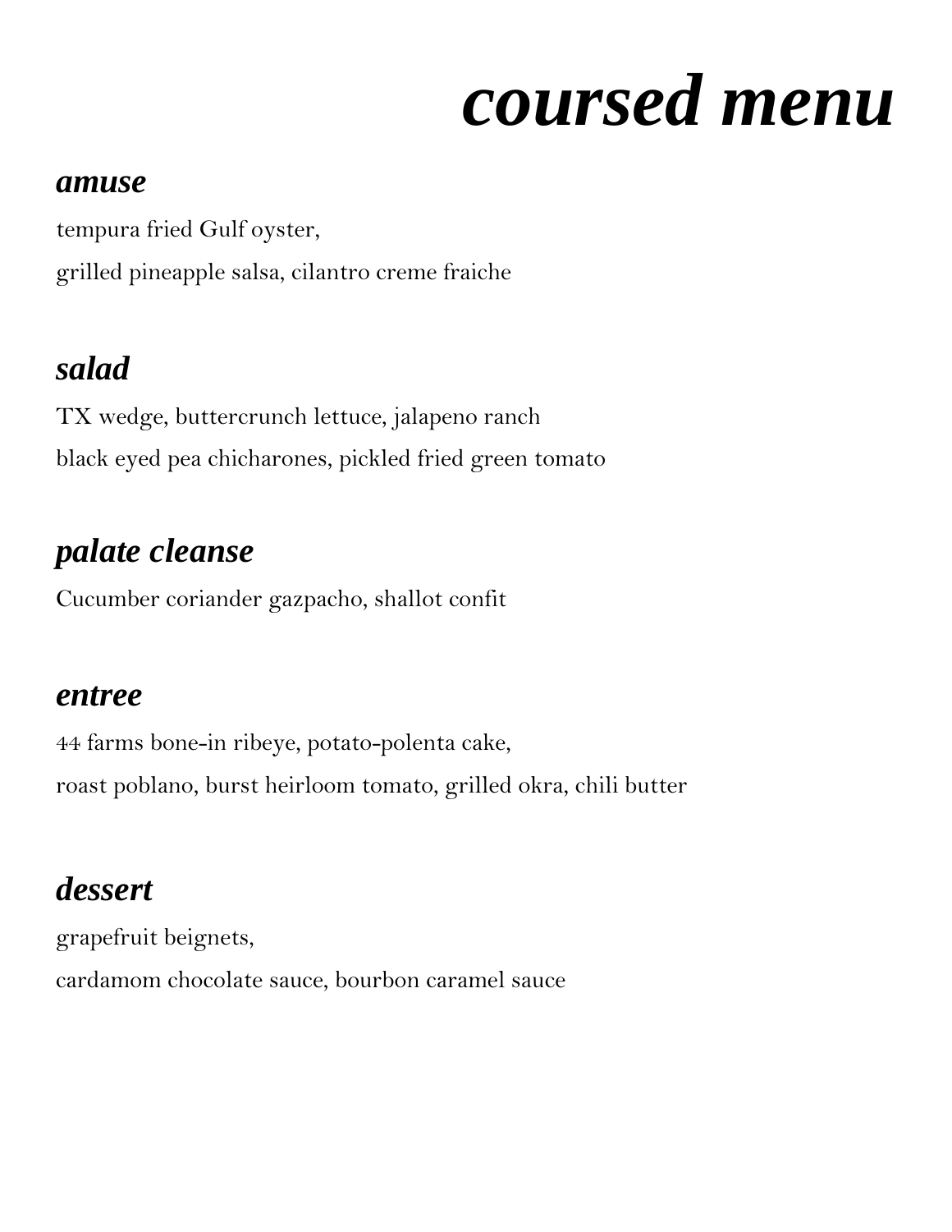# *coursed menu*

## *amuse*

tempura fried Gulf oyster,

grilled pineapple salsa, cilantro creme fraiche

## *salad*

TX wedge, buttercrunch lettuce, jalapeno ranch

black eyed pea chicharones, pickled fried green tomato

## *palate cleanse*

Cucumber coriander gazpacho, shallot confit

## *entree*

44 farms bone-in ribeye, potato-polenta cake,

roast poblano, burst heirloom tomato, grilled okra, chili butter

## *dessert*

grapefruit beignets,

cardamom chocolate sauce, bourbon caramel sauce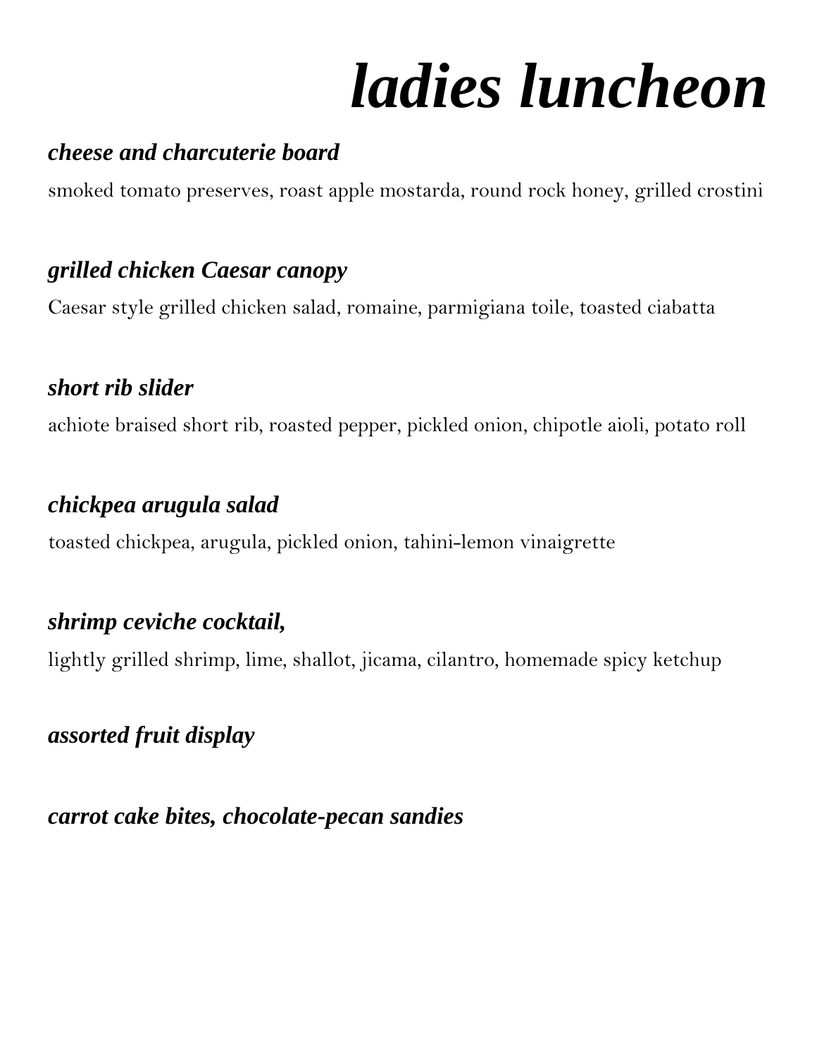# *ladies luncheon*

### *cheese and charcuterie board*

smoked tomato preserves, roast apple mostarda, round rock honey, grilled crostini

### *grilled chicken Caesar canopy*

Caesar style grilled chicken salad, romaine, parmigiana toile, toasted ciabatta

### *short rib slider*

achiote braised short rib, roasted pepper, pickled onion, chipotle aioli, potato roll

### *chickpea arugula salad*

toasted chickpea, arugula, pickled onion, tahini-lemon vinaigrette

### *shrimp ceviche cocktail,*

lightly grilled shrimp, lime, shallot, jicama, cilantro, homemade spicy ketchup

### *assorted fruit display*

### *carrot cake bites, chocolate-pecan sandies*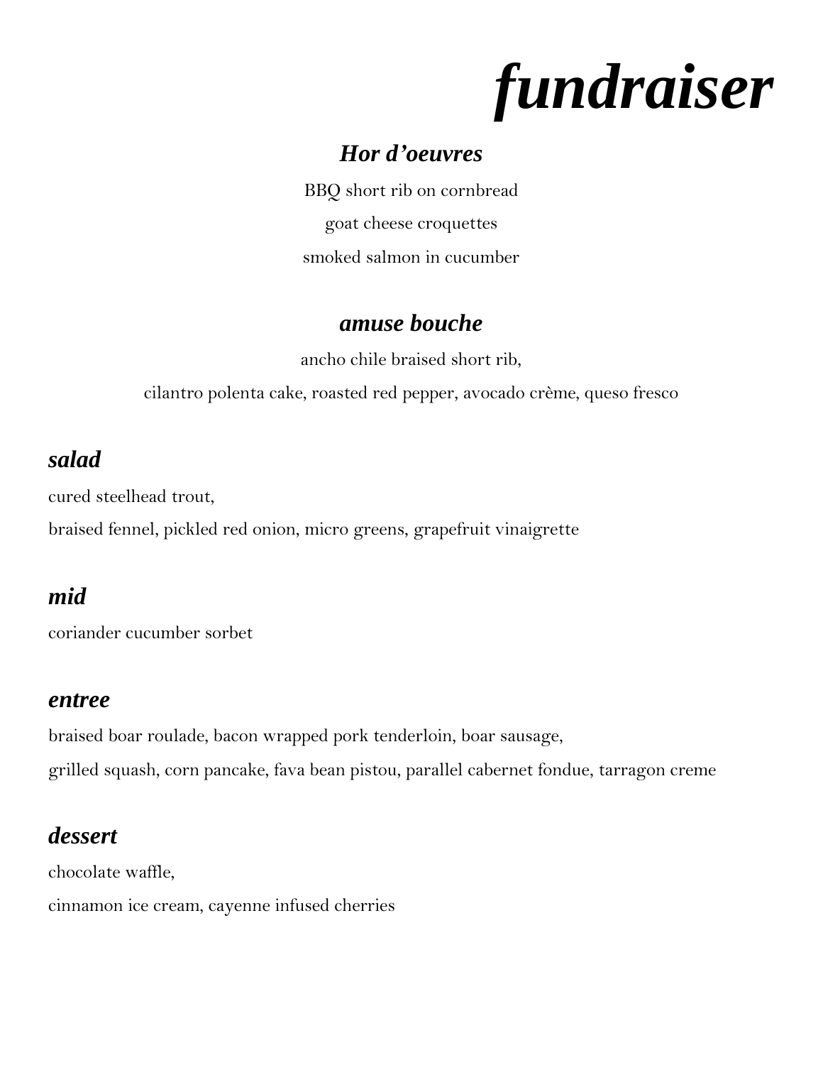# *fundraiser*

## *Hor d'oeuvres*

BBQ short rib on cornbread

goat cheese croquettes

smoked salmon in cucumber

## *amuse bouche*

ancho chile braised short rib,

cilantro polenta cake, roasted red pepper, avocado crème, queso fresco

## *salad*

cured steelhead trout,

braised fennel, pickled red onion, micro greens, grapefruit vinaigrette

## *mid*

coriander cucumber sorbet

## *entree*

braised boar roulade, bacon wrapped pork tenderloin, boar sausage,

grilled squash, corn pancake, fava bean pistou, parallel cabernet fondue, tarragon creme

## *dessert*

chocolate waffle,

cinnamon ice cream, cayenne infused cherries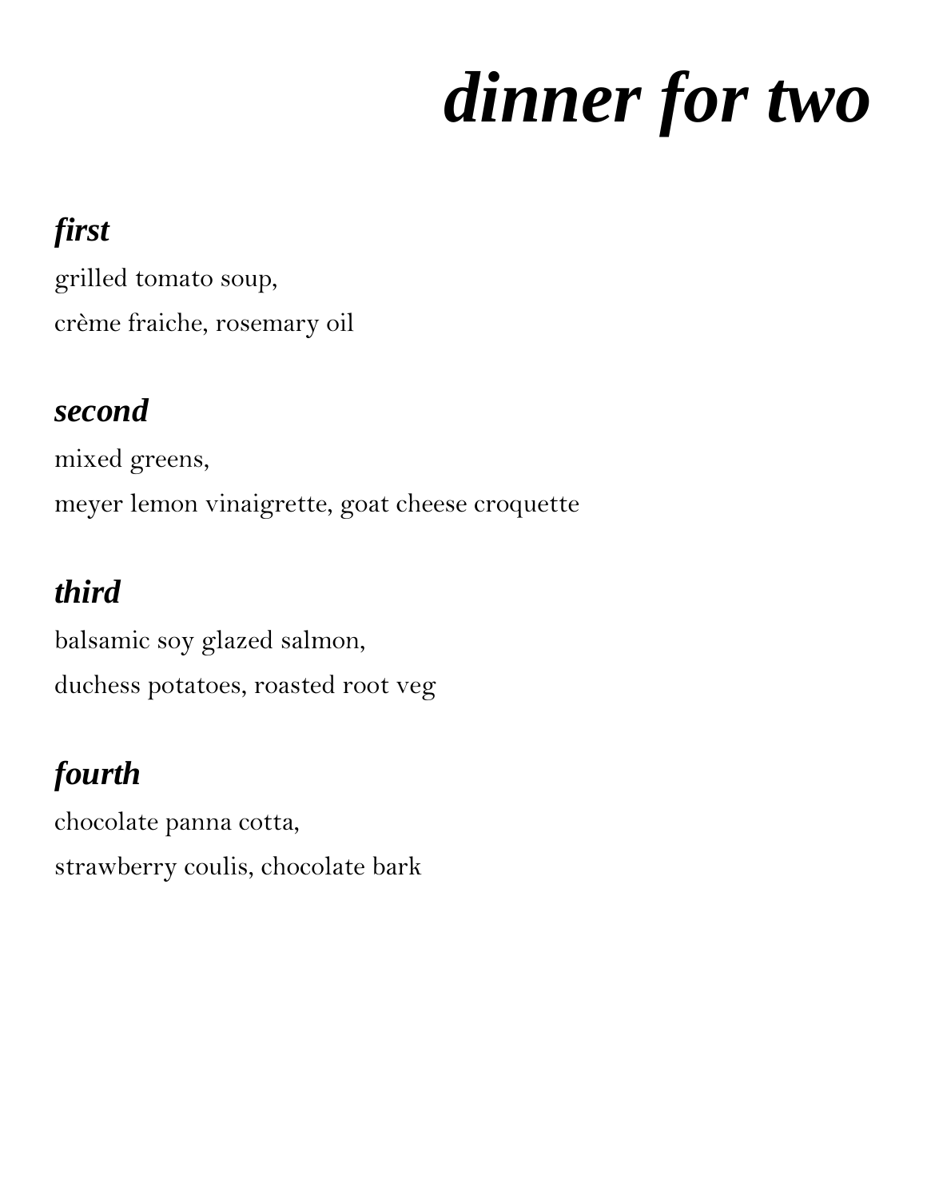# *dinner for two*

## *first*

grilled tomato soup,
crème fraiche, rosemary oil

## *second*

mixed greens,
meyer lemon vinaigrette, goat cheese croquette

## *third*

balsamic soy glazed salmon,
duchess potatoes, roasted root veg

## *fourth*

chocolate panna cotta,
strawberry coulis, chocolate bark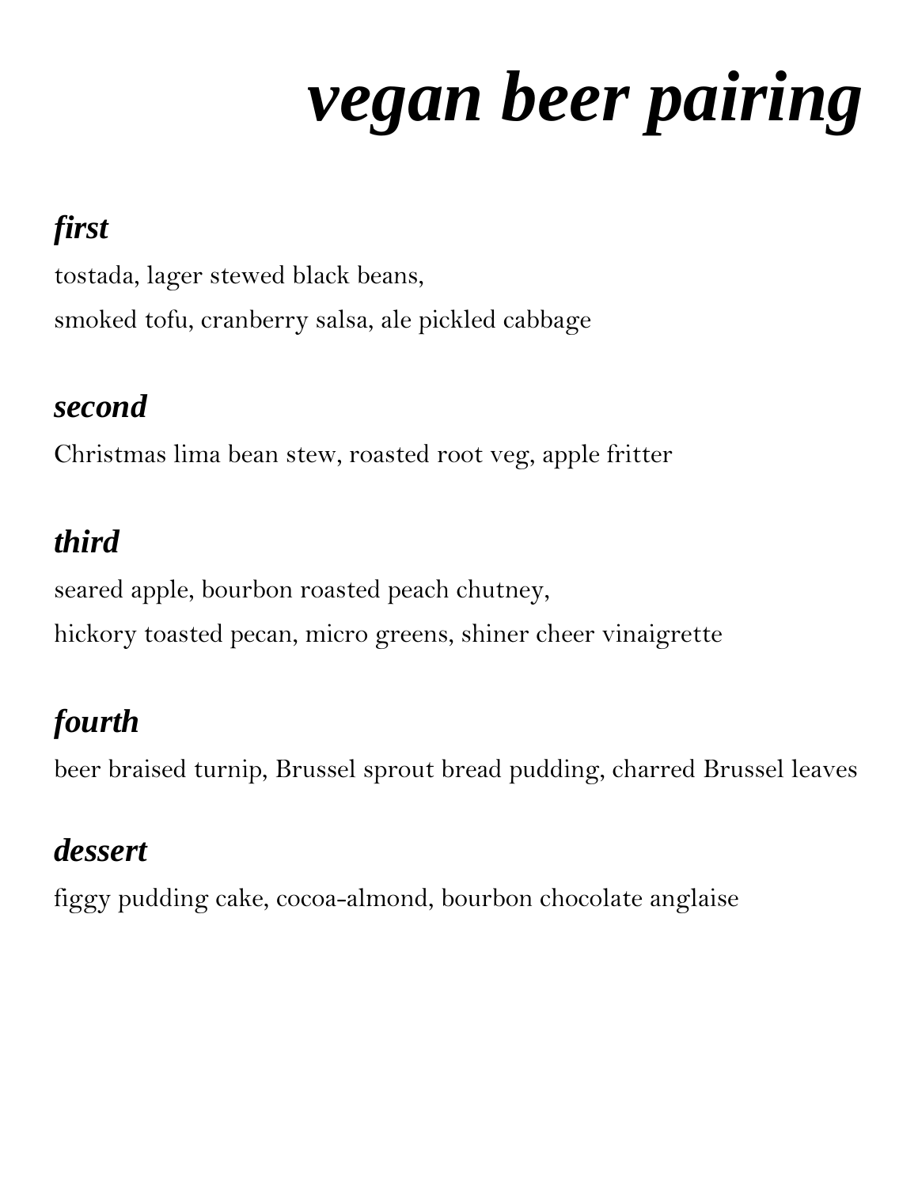# *vegan beer pairing*

## *first*

tostada, lager stewed black beans,
smoked tofu, cranberry salsa, ale pickled cabbage

## *second*

Christmas lima bean stew, roasted root veg, apple fritter

## *third*

seared apple, bourbon roasted peach chutney,
hickory toasted pecan, micro greens, shiner cheer vinaigrette

## *fourth*

beer braised turnip, Brussel sprout bread pudding, charred Brussel leaves

## *dessert*

figgy pudding cake, cocoa-almond, bourbon chocolate anglaise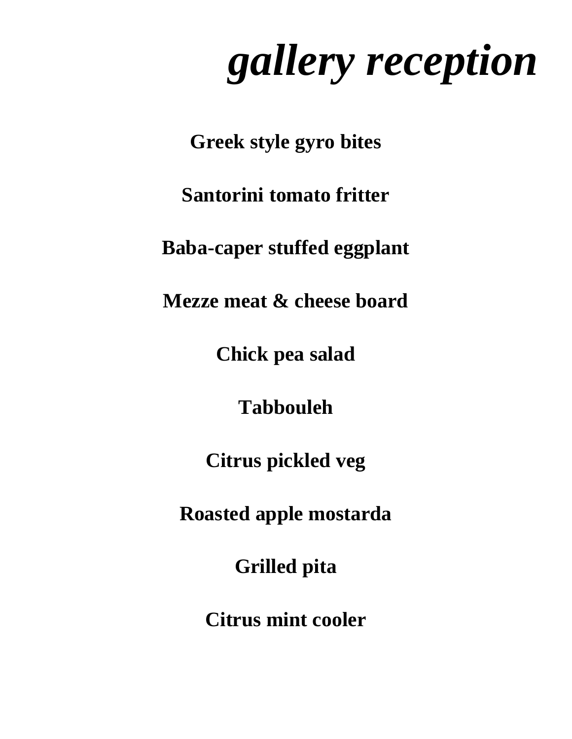# *gallery reception*

**Greek style gyro bites**

**Santorini tomato fritter**

**Baba-caper stuffed eggplant**

**Mezze meat & cheese board**

**Chick pea salad**

**Tabbouleh**

**Citrus pickled veg**

**Roasted apple mostarda**

**Grilled pita**

**Citrus mint cooler**